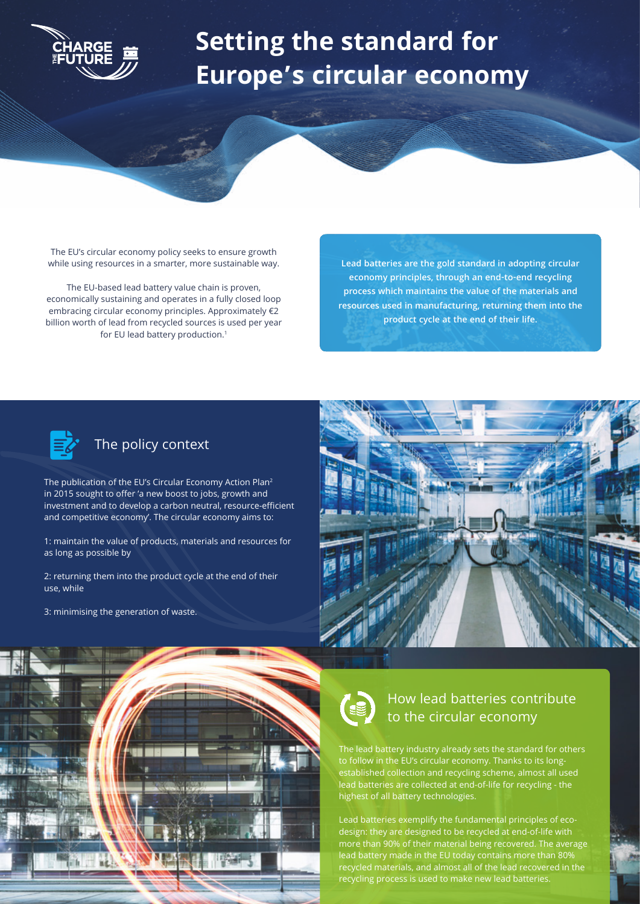# Setting the standard for Europe's circular economy

The EU's circular economy policy seeks to ensure growth while using resources in a smarter, more sustainable way.

The EU-based lead battery value chain is proven, economically sustaining and operates in a fully closed loop embracing circular economy principles. Approximately €2 billion worth of lead from recycled sources is used per year for EU lead battery production.[1]

**Lead batteries are the gold standard in adopting circular economy principles, through an end-to-end recycling process which maintains the value of the materials and resources used in manufacturing, returning them into the product cycle at the end of their life.**

## The policy context

The publication of the EU's Circular Economy Action Plan[2] in 2015 sought to offer 'a new boost to jobs, growth and investment and to develop a carbon neutral, resource-efficient and competitive economy'. The circular economy aims to:

1: maintain the value of products, materials and resources for as long as possible by

2: returning them into the product cycle at the end of their use, while

3: minimising the generation of waste.

## How lead batteries contribute to the circular economy

The lead battery industry already sets the standard for others to follow in the EU's circular economy. Thanks to its long-established collection and recycling scheme, almost all used lead batteries are collected at end-of-life for recycling - the highest of all battery technologies.

Lead batteries exemplify the fundamental principles of eco-design: they are designed to be recycled at end-of-life with more than 90% of their material being recovered. The average lead battery made in the EU today contains more than 80% recycled materials, and almost all of the lead recovered in the recycling process is used to make new lead batteries.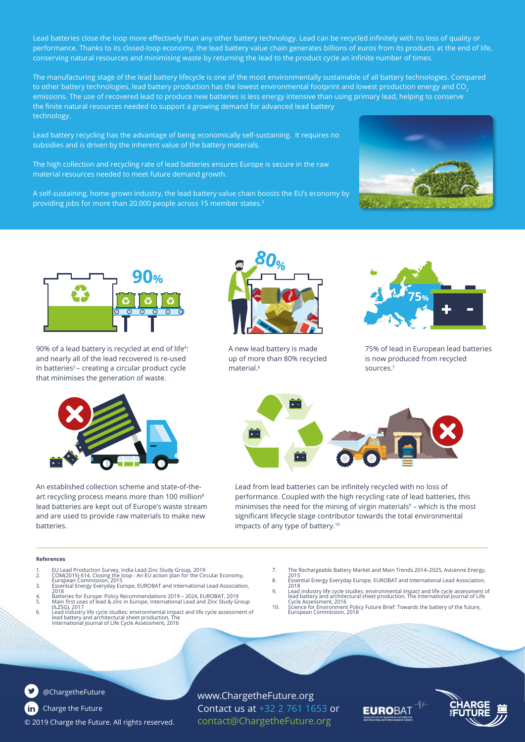Lead batteries close the loop more effectively than any other battery technology. Lead can be recycled infinitely with no loss of quality or performance. Thanks to its closed-loop economy, the lead battery value chain generates billions of euros from its products at the end of life, conserving natural resources and minimising waste by returning the lead to the product cycle an infinite number of times.

The manufacturing stage of the lead battery lifecycle is one of the most environmentally sustainable of all battery technologies. Compared to other battery technologies, lead battery production has the lowest environmental footprint and lowest production energy and $CO_2$ emissions. The use of recovered lead to produce new batteries is less energy intensive than using primary lead, helping to conserve the finite natural resources needed to support a growing demand for advanced lead battery technology.

Lead battery recycling has the advantage of being economically self-sustaining. It requires no subsidies and is driven by the inherent value of the battery materials.

The high collection and recycling rate of lead batteries ensures Europe is secure in the raw material resources needed to meet future demand growth.

A self-sustaining, home-grown industry, the lead battery value chain boosts the EU's economy by providing jobs for more than 20,000 people across 15 member states.[3]

90%

90% of a lead battery is recycled at end of life[4]: and nearly all of the lead recovered is re-used in batteries[5] – creating a circular product cycle that minimises the generation of waste.

80%

A new lead battery is made up of more than 80% recycled material.[6]

75%

75% of lead in European lead batteries is now produced from recycled sources.[7]

An established collection scheme and state-of-the-art recycling process means more than 100 million[8] lead batteries are kept out of Europe's waste stream and are used to provide raw materials to make new batteries.

Lead from lead batteries can be infinitely recycled with no loss of performance. Coupled with the high recycling rate of lead batteries, this minimises the need for the mining of virgin materials[9] – which is the most significant lifecycle stage contributor towards the total environmental impacts of any type of battery.[10]

**References**

1. EU Lead Production Survey, India Lead Zinc Study Group, 2019
2. COM(2015) 614, Closing the loop - An EU action plan for the Circular Economy, European Commission, 2015
3. Essential Energy Everyday Europe, EUROBAT and International Lead Association, 2018
4. Batteries for Europe: Policy Recommendations 2019 – 2024, EUROBAT, 2019
5. Main first uses of lead & zinc in Europe, International Lead and Zinc Study Group (ILZSG), 2017
6. Lead industry life cycle studies: environmental impact and life cycle assessment of lead battery and architectural sheet production, The International Journal of Life Cycle Assessment, 2016
7. The Rechargeable Battery Market and Main Trends 2014–2025, Avicenne Energy, 2015
8. Essential Energy Everyday Europe, EUROBAT and International Lead Association, 2018
9. Lead industry life cycle studies: environmental impact and life cycle assessment of lead battery and architectural sheet production, The International Journal of Life Cycle Assessment, 2016
10. Science for Environment Policy Future Brief: Towards the battery of the future, European Commission, 2018

@ChargetheFuture

Charge the Future

© 2019 Charge the Future. All rights reserved.

www.ChargetheFuture.org

Contact us at +32 2 761 1653 or contact@ChargetheFuture.org